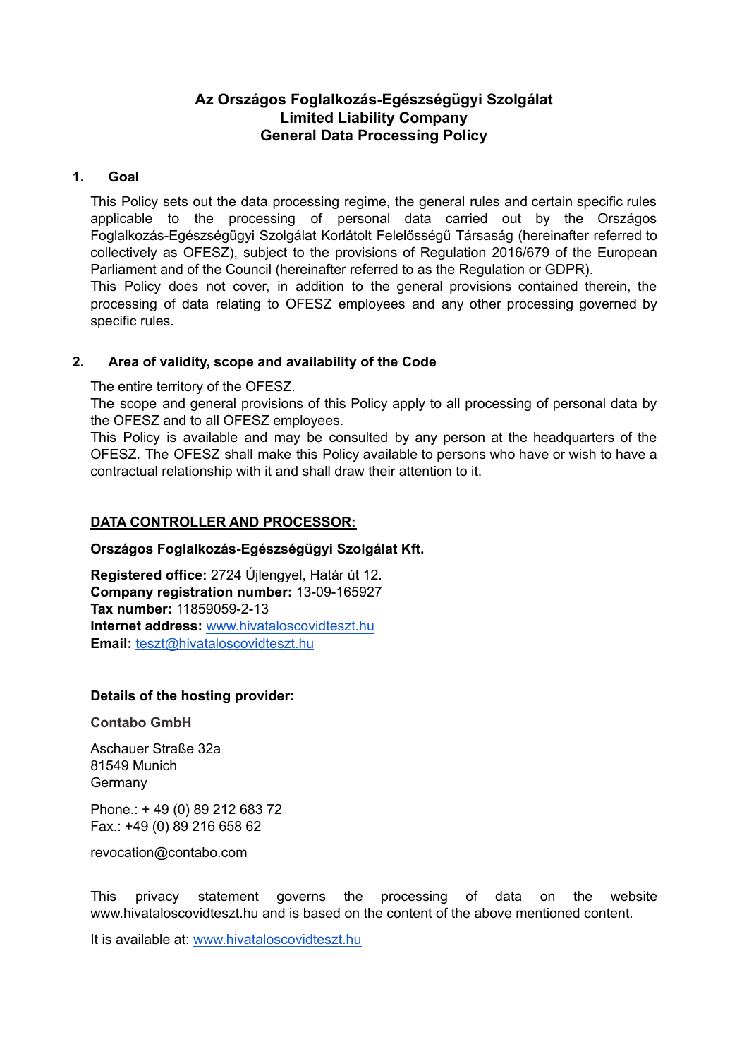# Az Országos Foglalkozás-Egészségügyi Szolgálat
# Limited Liability Company
# General Data Processing Policy

## 1. Goal

This Policy sets out the data processing regime, the general rules and certain specific rules applicable to the processing of personal data carried out by the Országos Foglalkozás-Egészségügyi Szolgálat Korlátolt Felelősségű Társaság (hereinafter referred to collectively as OFESZ), subject to the provisions of Regulation 2016/679 of the European Parliament and of the Council (hereinafter referred to as the Regulation or GDPR).
This Policy does not cover, in addition to the general provisions contained therein, the processing of data relating to OFESZ employees and any other processing governed by specific rules.

## 2. Area of validity, scope and availability of the Code

The entire territory of the OFESZ.
The scope and general provisions of this Policy apply to all processing of personal data by the OFESZ and to all OFESZ employees.
This Policy is available and may be consulted by any person at the headquarters of the OFESZ. The OFESZ shall make this Policy available to persons who have or wish to have a contractual relationship with it and shall draw their attention to it.

**DATA CONTROLLER AND PROCESSOR:**

**Országos Foglalkozás-Egészségügyi Szolgálat Kft.**

**Registered office:** 2724 Újlengyel, Határ út 12.
**Company registration number:** 13-09-165927
**Tax number:** 11859059-2-13
**Internet address:** www.hivataloscovidteszt.hu
**Email:** teszt@hivataloscovidteszt.hu

**Details of the hosting provider:**

**Contabo GmbH**

Aschauer Straße 32a
81549 Munich
Germany

Phone.: + 49 (0) 89 212 683 72
Fax.: +49 (0) 89 216 658 62

revocation@contabo.com

This privacy statement governs the processing of data on the website www.hivataloscovidteszt.hu and is based on the content of the above mentioned content.

It is available at: www.hivataloscovidteszt.hu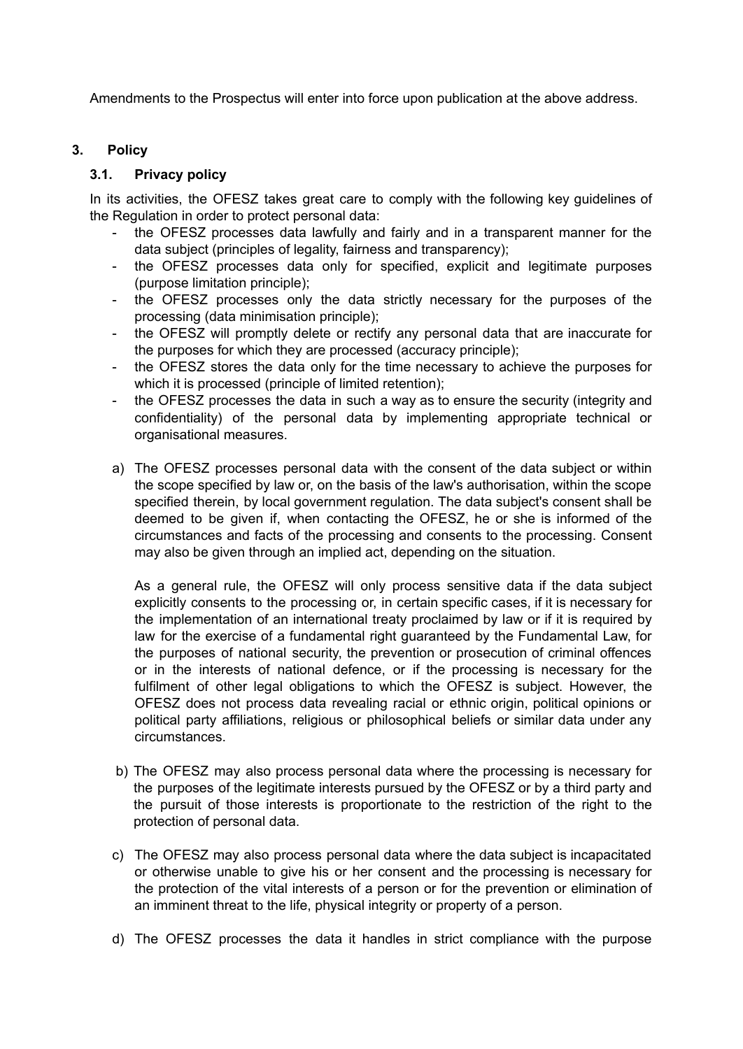Amendments to the Prospectus will enter into force upon publication at the above address.

## 3. Policy

### 3.1. Privacy policy

In its activities, the OFESZ takes great care to comply with the following key guidelines of the Regulation in order to protect personal data:

- the OFESZ processes data lawfully and fairly and in a transparent manner for the data subject (principles of legality, fairness and transparency);
- the OFESZ processes data only for specified, explicit and legitimate purposes (purpose limitation principle);
- the OFESZ processes only the data strictly necessary for the purposes of the processing (data minimisation principle);
- the OFESZ will promptly delete or rectify any personal data that are inaccurate for the purposes for which they are processed (accuracy principle);
- the OFESZ stores the data only for the time necessary to achieve the purposes for which it is processed (principle of limited retention);
- the OFESZ processes the data in such a way as to ensure the security (integrity and confidentiality) of the personal data by implementing appropriate technical or organisational measures.

a) The OFESZ processes personal data with the consent of the data subject or within the scope specified by law or, on the basis of the law's authorisation, within the scope specified therein, by local government regulation. The data subject's consent shall be deemed to be given if, when contacting the OFESZ, he or she is informed of the circumstances and facts of the processing and consents to the processing. Consent may also be given through an implied act, depending on the situation.

   As a general rule, the OFESZ will only process sensitive data if the data subject explicitly consents to the processing or, in certain specific cases, if it is necessary for the implementation of an international treaty proclaimed by law or if it is required by law for the exercise of a fundamental right guaranteed by the Fundamental Law, for the purposes of national security, the prevention or prosecution of criminal offences or in the interests of national defence, or if the processing is necessary for the fulfilment of other legal obligations to which the OFESZ is subject. However, the OFESZ does not process data revealing racial or ethnic origin, political opinions or political party affiliations, religious or philosophical beliefs or similar data under any circumstances.

b) The OFESZ may also process personal data where the processing is necessary for the purposes of the legitimate interests pursued by the OFESZ or by a third party and the pursuit of those interests is proportionate to the restriction of the right to the protection of personal data.

c) The OFESZ may also process personal data where the data subject is incapacitated or otherwise unable to give his or her consent and the processing is necessary for the protection of the vital interests of a person or for the prevention or elimination of an imminent threat to the life, physical integrity or property of a person.

d) The OFESZ processes the data it handles in strict compliance with the purpose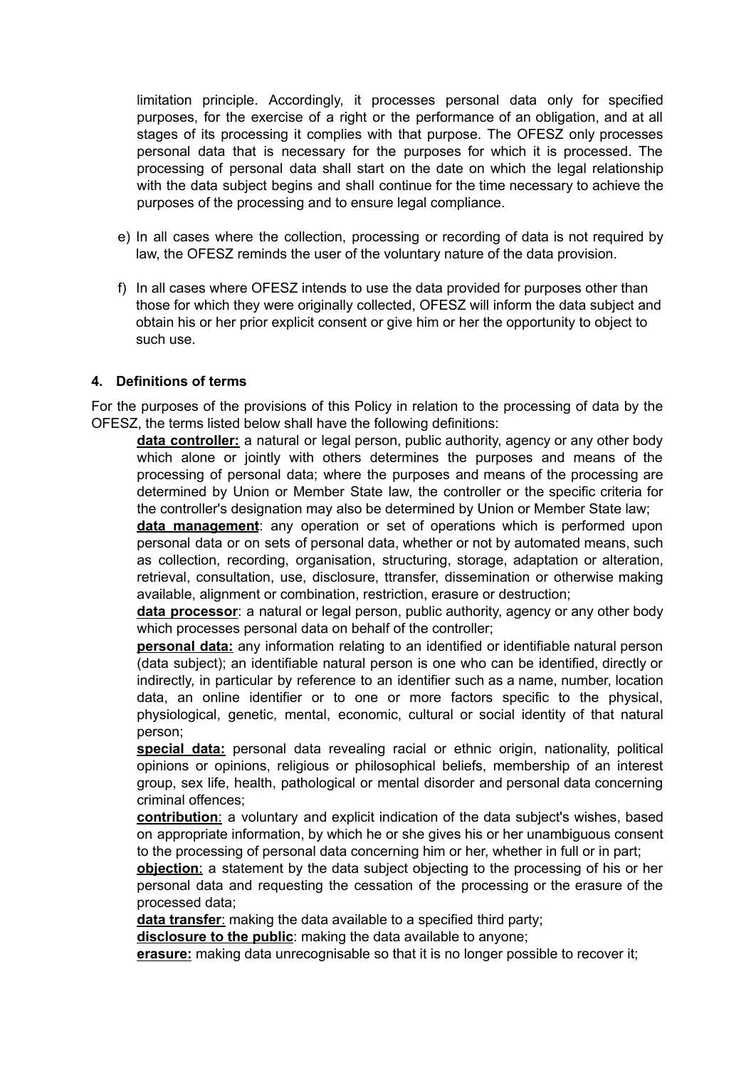limitation principle. Accordingly, it processes personal data only for specified purposes, for the exercise of a right or the performance of an obligation, and at all stages of its processing it complies with that purpose. The OFESZ only processes personal data that is necessary for the purposes for which it is processed. The processing of personal data shall start on the date on which the legal relationship with the data subject begins and shall continue for the time necessary to achieve the purposes of the processing and to ensure legal compliance.

e) In all cases where the collection, processing or recording of data is not required by law, the OFESZ reminds the user of the voluntary nature of the data provision.

f) In all cases where OFESZ intends to use the data provided for purposes other than those for which they were originally collected, OFESZ will inform the data subject and obtain his or her prior explicit consent or give him or her the opportunity to object to such use.

### 4. Definitions of terms

For the purposes of the provisions of this Policy in relation to the processing of data by the OFESZ, the terms listed below shall have the following definitions:

**data controller:** a natural or legal person, public authority, agency or any other body which alone or jointly with others determines the purposes and means of the processing of personal data; where the purposes and means of the processing are determined by Union or Member State law, the controller or the specific criteria for the controller's designation may also be determined by Union or Member State law;

**data management**: any operation or set of operations which is performed upon personal data or on sets of personal data, whether or not by automated means, such as collection, recording, organisation, structuring, storage, adaptation or alteration, retrieval, consultation, use, disclosure, ttransfer, dissemination or otherwise making available, alignment or combination, restriction, erasure or destruction;

**data processor**: a natural or legal person, public authority, agency or any other body which processes personal data on behalf of the controller;

**personal data:** any information relating to an identified or identifiable natural person (data subject); an identifiable natural person is one who can be identified, directly or indirectly, in particular by reference to an identifier such as a name, number, location data, an online identifier or to one or more factors specific to the physical, physiological, genetic, mental, economic, cultural or social identity of that natural person;

**special data:** personal data revealing racial or ethnic origin, nationality, political opinions or opinions, religious or philosophical beliefs, membership of an interest group, sex life, health, pathological or mental disorder and personal data concerning criminal offences;

**contribution**: a voluntary and explicit indication of the data subject's wishes, based on appropriate information, by which he or she gives his or her unambiguous consent to the processing of personal data concerning him or her, whether in full or in part;

**objection**: a statement by the data subject objecting to the processing of his or her personal data and requesting the cessation of the processing or the erasure of the processed data;

**data transfer**: making the data available to a specified third party;

**disclosure to the public**: making the data available to anyone;

**erasure:** making data unrecognisable so that it is no longer possible to recover it;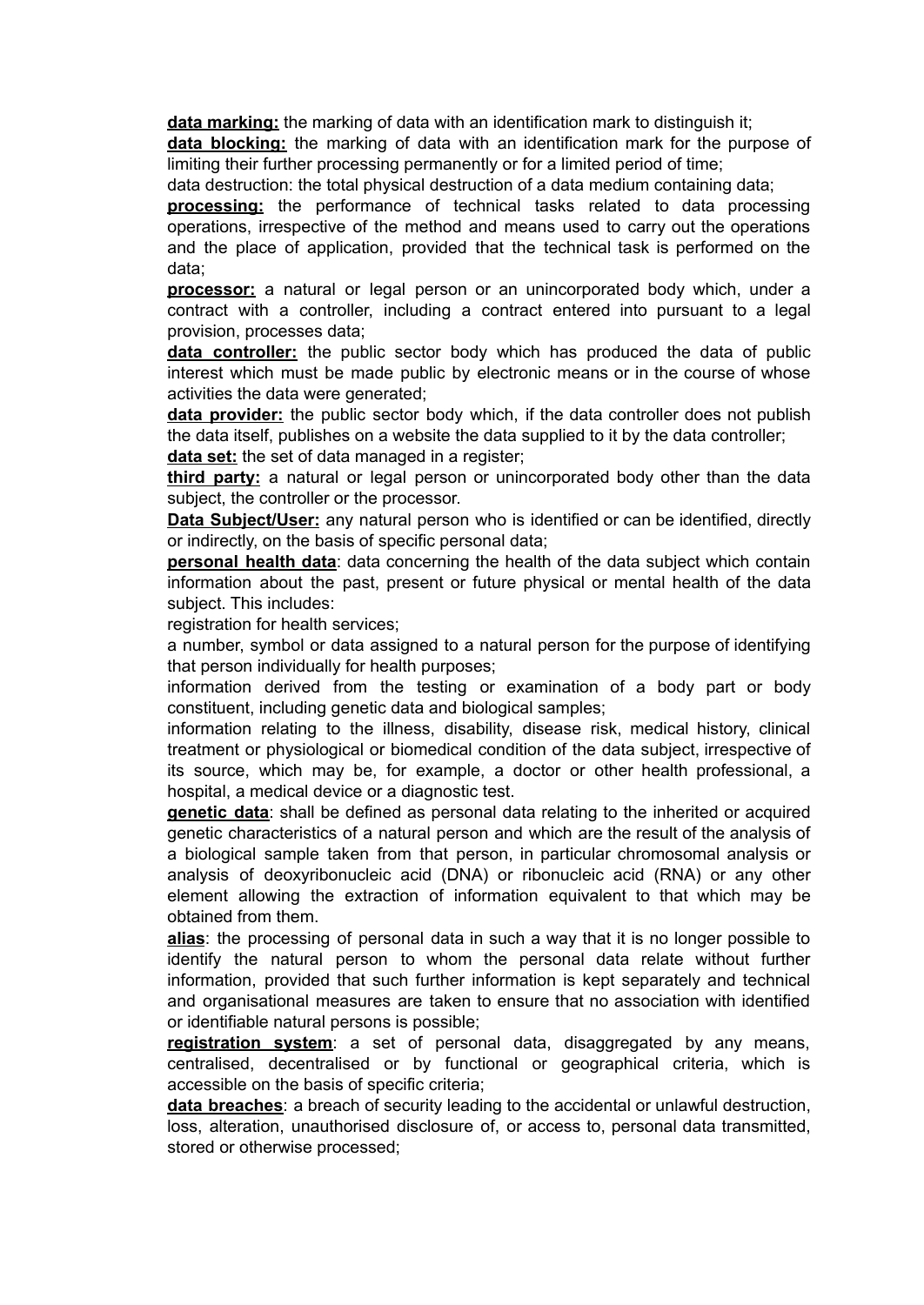**data marking:** the marking of data with an identification mark to distinguish it;

**data blocking:** the marking of data with an identification mark for the purpose of limiting their further processing permanently or for a limited period of time;

data destruction: the total physical destruction of a data medium containing data;

**processing:** the performance of technical tasks related to data processing operations, irrespective of the method and means used to carry out the operations and the place of application, provided that the technical task is performed on the data;

**processor:** a natural or legal person or an unincorporated body which, under a contract with a controller, including a contract entered into pursuant to a legal provision, processes data;

**data controller:** the public sector body which has produced the data of public interest which must be made public by electronic means or in the course of whose activities the data were generated;

**data provider:** the public sector body which, if the data controller does not publish the data itself, publishes on a website the data supplied to it by the data controller;

**data set:** the set of data managed in a register;

**third party:** a natural or legal person or unincorporated body other than the data subject, the controller or the processor.

**Data Subject/User:** any natural person who is identified or can be identified, directly or indirectly, on the basis of specific personal data;

**personal health data**: data concerning the health of the data subject which contain information about the past, present or future physical or mental health of the data subject. This includes:

registration for health services;

a number, symbol or data assigned to a natural person for the purpose of identifying that person individually for health purposes;

information derived from the testing or examination of a body part or body constituent, including genetic data and biological samples;

information relating to the illness, disability, disease risk, medical history, clinical treatment or physiological or biomedical condition of the data subject, irrespective of its source, which may be, for example, a doctor or other health professional, a hospital, a medical device or a diagnostic test.

**genetic data**: shall be defined as personal data relating to the inherited or acquired genetic characteristics of a natural person and which are the result of the analysis of a biological sample taken from that person, in particular chromosomal analysis or analysis of deoxyribonucleic acid (DNA) or ribonucleic acid (RNA) or any other element allowing the extraction of information equivalent to that which may be obtained from them.

**alias**: the processing of personal data in such a way that it is no longer possible to identify the natural person to whom the personal data relate without further information, provided that such further information is kept separately and technical and organisational measures are taken to ensure that no association with identified or identifiable natural persons is possible;

**registration system**: a set of personal data, disaggregated by any means, centralised, decentralised or by functional or geographical criteria, which is accessible on the basis of specific criteria;

**data breaches**: a breach of security leading to the accidental or unlawful destruction, loss, alteration, unauthorised disclosure of, or access to, personal data transmitted, stored or otherwise processed;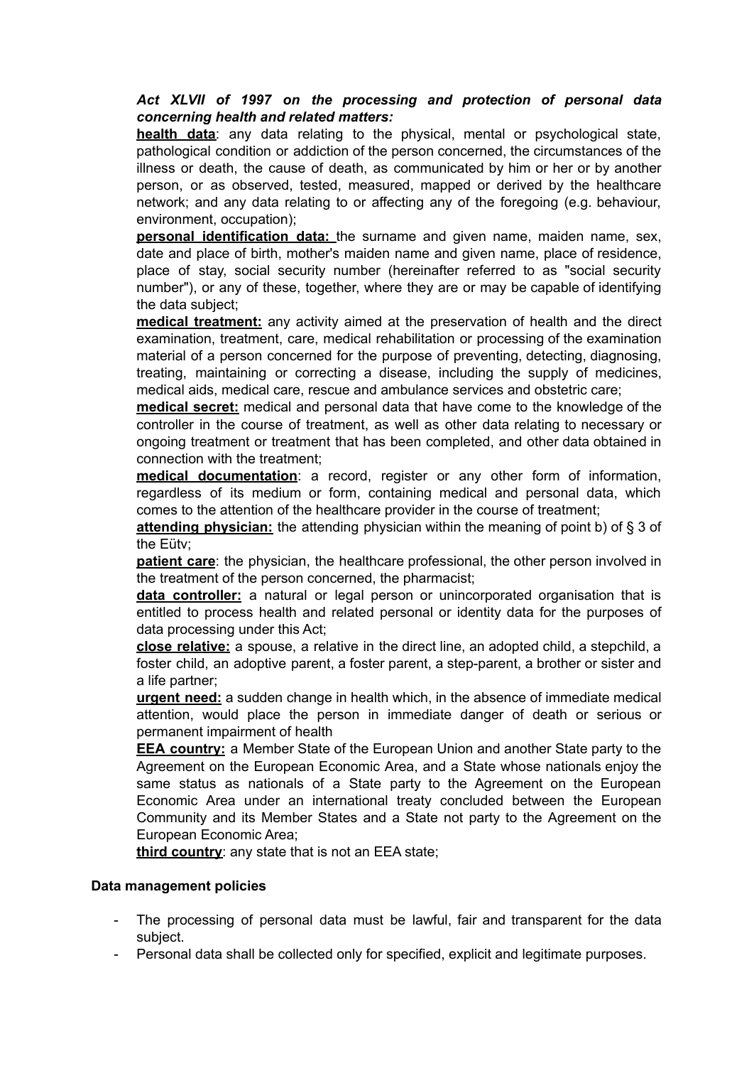***Act XLVII of 1997 on the processing and protection of personal data concerning health and related matters:***

**health data**: any data relating to the physical, mental or psychological state, pathological condition or addiction of the person concerned, the circumstances of the illness or death, the cause of death, as communicated by him or her or by another person, or as observed, tested, measured, mapped or derived by the healthcare network; and any data relating to or affecting any of the foregoing (e.g. behaviour, environment, occupation);

**personal identification data:** the surname and given name, maiden name, sex, date and place of birth, mother's maiden name and given name, place of residence, place of stay, social security number (hereinafter referred to as "social security number"), or any of these, together, where they are or may be capable of identifying the data subject;

**medical treatment:** any activity aimed at the preservation of health and the direct examination, treatment, care, medical rehabilitation or processing of the examination material of a person concerned for the purpose of preventing, detecting, diagnosing, treating, maintaining or correcting a disease, including the supply of medicines, medical aids, medical care, rescue and ambulance services and obstetric care;

**medical secret:** medical and personal data that have come to the knowledge of the controller in the course of treatment, as well as other data relating to necessary or ongoing treatment or treatment that has been completed, and other data obtained in connection with the treatment;

**medical documentation**: a record, register or any other form of information, regardless of its medium or form, containing medical and personal data, which comes to the attention of the healthcare provider in the course of treatment;

**attending physician:** the attending physician within the meaning of point b) of § 3 of the Eütv;

**patient care**: the physician, the healthcare professional, the other person involved in the treatment of the person concerned, the pharmacist;

**data controller:** a natural or legal person or unincorporated organisation that is entitled to process health and related personal or identity data for the purposes of data processing under this Act;

**close relative:** a spouse, a relative in the direct line, an adopted child, a stepchild, a foster child, an adoptive parent, a foster parent, a step-parent, a brother or sister and a life partner;

**urgent need:** a sudden change in health which, in the absence of immediate medical attention, would place the person in immediate danger of death or serious or permanent impairment of health

**EEA country:** a Member State of the European Union and another State party to the Agreement on the European Economic Area, and a State whose nationals enjoy the same status as nationals of a State party to the Agreement on the European Economic Area under an international treaty concluded between the European Community and its Member States and a State not party to the Agreement on the European Economic Area;

**third country**: any state that is not an EEA state;

**Data management policies**

- The processing of personal data must be lawful, fair and transparent for the data subject.
- Personal data shall be collected only for specified, explicit and legitimate purposes.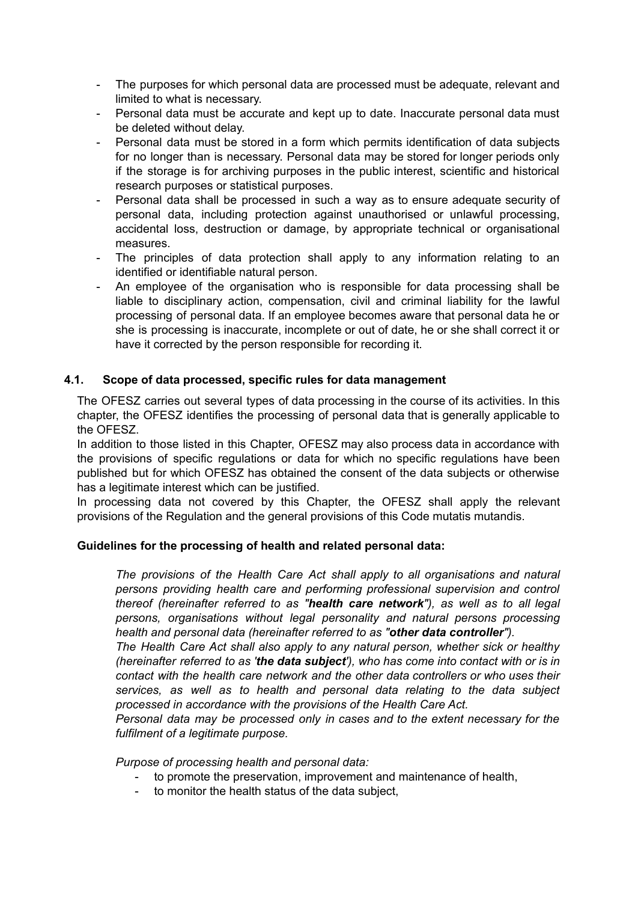- The purposes for which personal data are processed must be adequate, relevant and limited to what is necessary.
- Personal data must be accurate and kept up to date. Inaccurate personal data must be deleted without delay.
- Personal data must be stored in a form which permits identification of data subjects for no longer than is necessary. Personal data may be stored for longer periods only if the storage is for archiving purposes in the public interest, scientific and historical research purposes or statistical purposes.
- Personal data shall be processed in such a way as to ensure adequate security of personal data, including protection against unauthorised or unlawful processing, accidental loss, destruction or damage, by appropriate technical or organisational measures.
- The principles of data protection shall apply to any information relating to an identified or identifiable natural person.
- An employee of the organisation who is responsible for data processing shall be liable to disciplinary action, compensation, civil and criminal liability for the lawful processing of personal data. If an employee becomes aware that personal data he or she is processing is inaccurate, incomplete or out of date, he or she shall correct it or have it corrected by the person responsible for recording it.

### 4.1. Scope of data processed, specific rules for data management

The OFESZ carries out several types of data processing in the course of its activities. In this chapter, the OFESZ identifies the processing of personal data that is generally applicable to the OFESZ.

In addition to those listed in this Chapter, OFESZ may also process data in accordance with the provisions of specific regulations or data for which no specific regulations have been published but for which OFESZ has obtained the consent of the data subjects or otherwise has a legitimate interest which can be justified.

In processing data not covered by this Chapter, the OFESZ shall apply the relevant provisions of the Regulation and the general provisions of this Code mutatis mutandis.

**Guidelines for the processing of health and related personal data:**

*The provisions of the Health Care Act shall apply to all organisations and natural persons providing health care and performing professional supervision and control thereof (hereinafter referred to as "**health care network**"), as well as to all legal persons, organisations without legal personality and natural persons processing health and personal data (hereinafter referred to as "**other data controller**").*

*The Health Care Act shall also apply to any natural person, whether sick or healthy (hereinafter referred to as '**the data subject**'), who has come into contact with or is in contact with the health care network and the other data controllers or who uses their services, as well as to health and personal data relating to the data subject processed in accordance with the provisions of the Health Care Act.*

*Personal data may be processed only in cases and to the extent necessary for the fulfilment of a legitimate purpose.*

*Purpose of processing health and personal data:*

- to promote the preservation, improvement and maintenance of health,
- to monitor the health status of the data subject,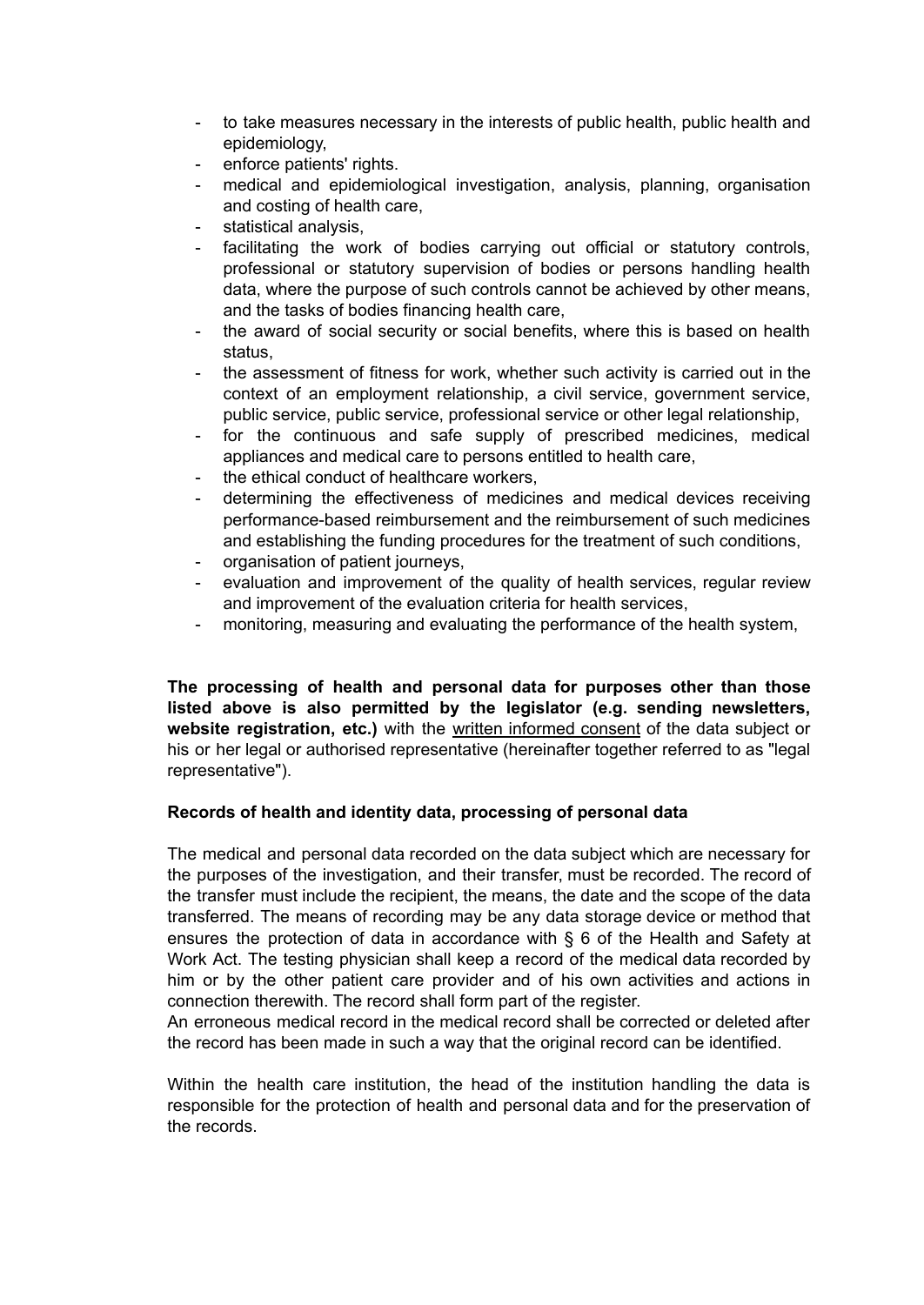- to take measures necessary in the interests of public health, public health and epidemiology,
- enforce patients' rights.
- medical and epidemiological investigation, analysis, planning, organisation and costing of health care,
- statistical analysis,
- facilitating the work of bodies carrying out official or statutory controls, professional or statutory supervision of bodies or persons handling health data, where the purpose of such controls cannot be achieved by other means, and the tasks of bodies financing health care,
- the award of social security or social benefits, where this is based on health status,
- the assessment of fitness for work, whether such activity is carried out in the context of an employment relationship, a civil service, government service, public service, public service, professional service or other legal relationship,
- for the continuous and safe supply of prescribed medicines, medical appliances and medical care to persons entitled to health care,
- the ethical conduct of healthcare workers,
- determining the effectiveness of medicines and medical devices receiving performance-based reimbursement and the reimbursement of such medicines and establishing the funding procedures for the treatment of such conditions,
- organisation of patient journeys,
- evaluation and improvement of the quality of health services, regular review and improvement of the evaluation criteria for health services,
- monitoring, measuring and evaluating the performance of the health system,

**The processing of health and personal data for purposes other than those listed above is also permitted by the legislator (e.g. sending newsletters, website registration, etc.)** with the written informed consent of the data subject or his or her legal or authorised representative (hereinafter together referred to as "legal representative").

**Records of health and identity data, processing of personal data**

The medical and personal data recorded on the data subject which are necessary for the purposes of the investigation, and their transfer, must be recorded. The record of the transfer must include the recipient, the means, the date and the scope of the data transferred. The means of recording may be any data storage device or method that ensures the protection of data in accordance with § 6 of the Health and Safety at Work Act. The testing physician shall keep a record of the medical data recorded by him or by the other patient care provider and of his own activities and actions in connection therewith. The record shall form part of the register.
An erroneous medical record in the medical record shall be corrected or deleted after the record has been made in such a way that the original record can be identified.

Within the health care institution, the head of the institution handling the data is responsible for the protection of health and personal data and for the preservation of the records.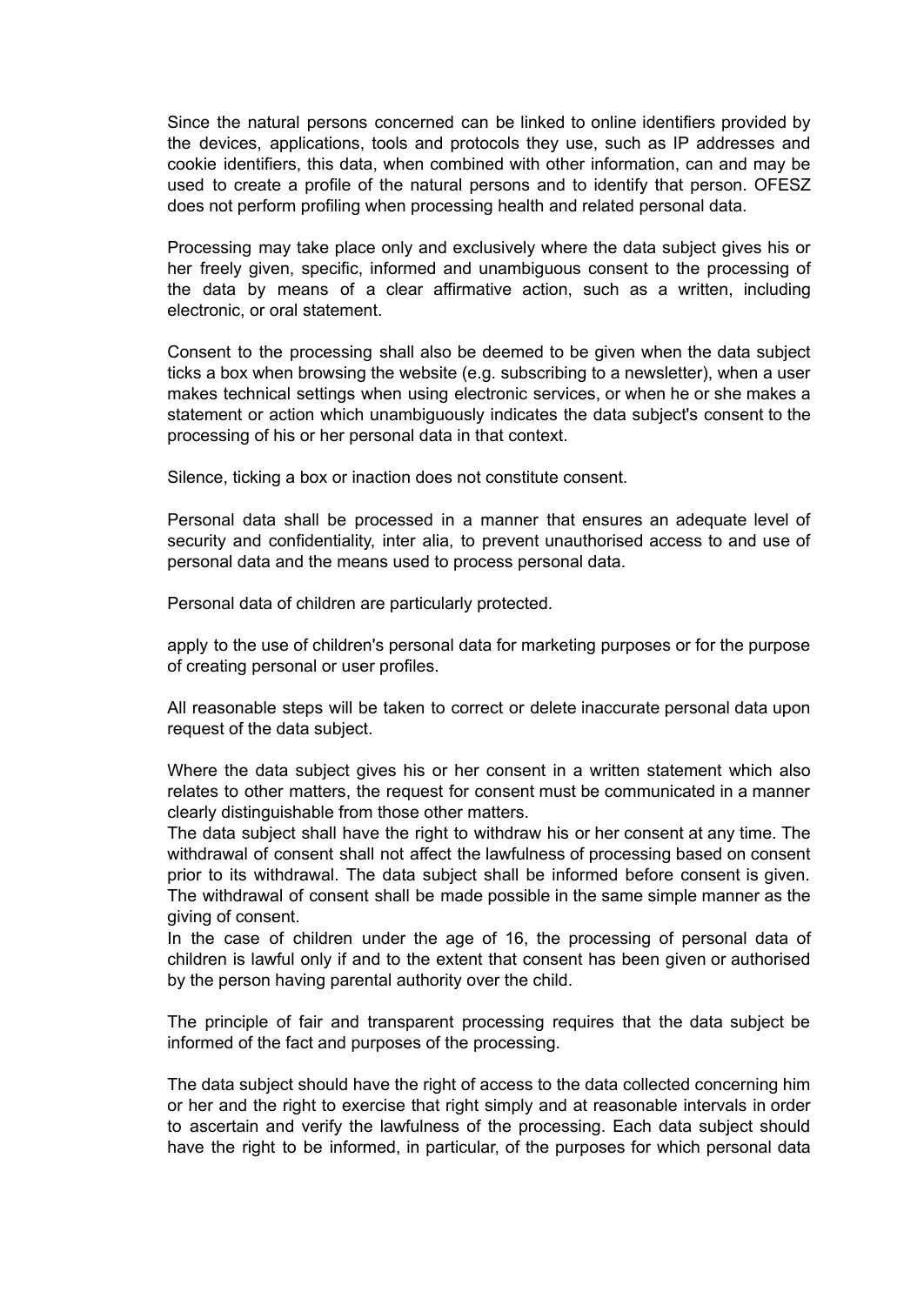Since the natural persons concerned can be linked to online identifiers provided by the devices, applications, tools and protocols they use, such as IP addresses and cookie identifiers, this data, when combined with other information, can and may be used to create a profile of the natural persons and to identify that person. OFESZ does not perform profiling when processing health and related personal data.

Processing may take place only and exclusively where the data subject gives his or her freely given, specific, informed and unambiguous consent to the processing of the data by means of a clear affirmative action, such as a written, including electronic, or oral statement.

Consent to the processing shall also be deemed to be given when the data subject ticks a box when browsing the website (e.g. subscribing to a newsletter), when a user makes technical settings when using electronic services, or when he or she makes a statement or action which unambiguously indicates the data subject's consent to the processing of his or her personal data in that context.

Silence, ticking a box or inaction does not constitute consent.

Personal data shall be processed in a manner that ensures an adequate level of security and confidentiality, inter alia, to prevent unauthorised access to and use of personal data and the means used to process personal data.

Personal data of children are particularly protected.

apply to the use of children's personal data for marketing purposes or for the purpose of creating personal or user profiles.

All reasonable steps will be taken to correct or delete inaccurate personal data upon request of the data subject.

Where the data subject gives his or her consent in a written statement which also relates to other matters, the request for consent must be communicated in a manner clearly distinguishable from those other matters.
The data subject shall have the right to withdraw his or her consent at any time. The withdrawal of consent shall not affect the lawfulness of processing based on consent prior to its withdrawal. The data subject shall be informed before consent is given. The withdrawal of consent shall be made possible in the same simple manner as the giving of consent.
In the case of children under the age of 16, the processing of personal data of children is lawful only if and to the extent that consent has been given or authorised by the person having parental authority over the child.

The principle of fair and transparent processing requires that the data subject be informed of the fact and purposes of the processing.

The data subject should have the right of access to the data collected concerning him or her and the right to exercise that right simply and at reasonable intervals in order to ascertain and verify the lawfulness of the processing. Each data subject should have the right to be informed, in particular, of the purposes for which personal data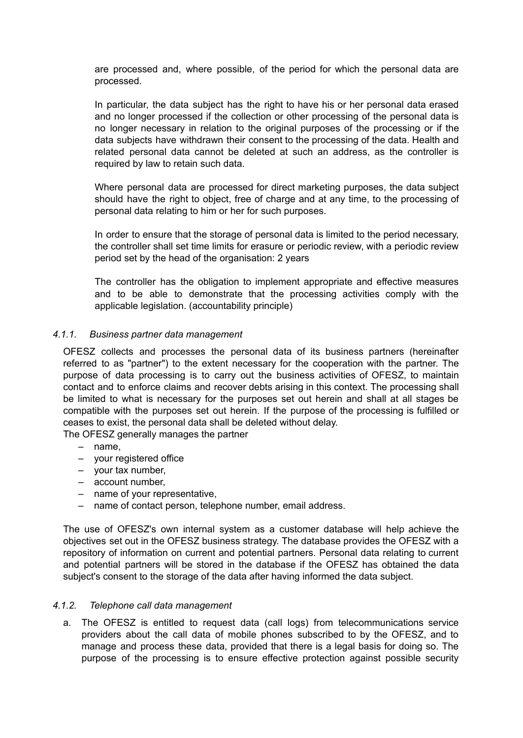are processed and, where possible, of the period for which the personal data are processed.

In particular, the data subject has the right to have his or her personal data erased and no longer processed if the collection or other processing of the personal data is no longer necessary in relation to the original purposes of the processing or if the data subjects have withdrawn their consent to the processing of the data. Health and related personal data cannot be deleted at such an address, as the controller is required by law to retain such data.

Where personal data are processed for direct marketing purposes, the data subject should have the right to object, free of charge and at any time, to the processing of personal data relating to him or her for such purposes.

In order to ensure that the storage of personal data is limited to the period necessary, the controller shall set time limits for erasure or periodic review, with a periodic review period set by the head of the organisation: 2 years

The controller has the obligation to implement appropriate and effective measures and to be able to demonstrate that the processing activities comply with the applicable legislation. (accountability principle)

#### *4.1.1. Business partner data management*

OFESZ collects and processes the personal data of its business partners (hereinafter referred to as "partner") to the extent necessary for the cooperation with the partner. The purpose of data processing is to carry out the business activities of OFESZ, to maintain contact and to enforce claims and recover debts arising in this context. The processing shall be limited to what is necessary for the purposes set out herein and shall at all stages be compatible with the purposes set out herein. If the purpose of the processing is fulfilled or ceases to exist, the personal data shall be deleted without delay.
The OFESZ generally manages the partner

- name,
- your registered office
- your tax number,
- account number,
- name of your representative,
- name of contact person, telephone number, email address.

The use of OFESZ's own internal system as a customer database will help achieve the objectives set out in the OFESZ business strategy. The database provides the OFESZ with a repository of information on current and potential partners. Personal data relating to current and potential partners will be stored in the database if the OFESZ has obtained the data subject's consent to the storage of the data after having informed the data subject.

#### *4.1.2. Telephone call data management*

a. The OFESZ is entitled to request data (call logs) from telecommunications service providers about the call data of mobile phones subscribed to by the OFESZ, and to manage and process these data, provided that there is a legal basis for doing so. The purpose of the processing is to ensure effective protection against possible security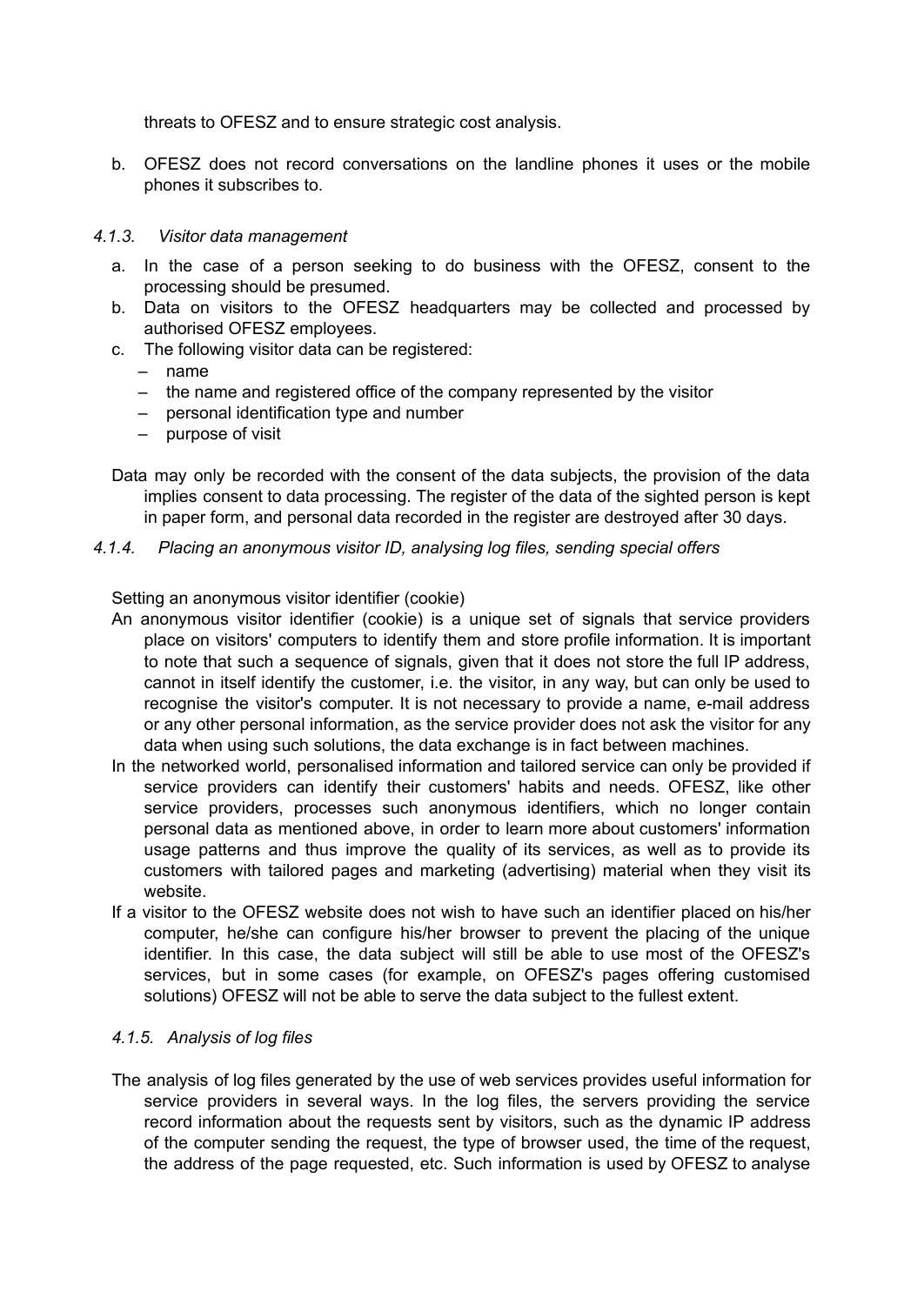threats to OFESZ and to ensure strategic cost analysis.

b. OFESZ does not record conversations on the landline phones it uses or the mobile phones it subscribes to.

*4.1.3. Visitor data management*

a. In the case of a person seeking to do business with the OFESZ, consent to the processing should be presumed.
b. Data on visitors to the OFESZ headquarters may be collected and processed by authorised OFESZ employees.
c. The following visitor data can be registered:
   – name
   – the name and registered office of the company represented by the visitor
   – personal identification type and number
   – purpose of visit

Data may only be recorded with the consent of the data subjects, the provision of the data implies consent to data processing. The register of the data of the sighted person is kept in paper form, and personal data recorded in the register are destroyed after 30 days.

*4.1.4. Placing an anonymous visitor ID, analysing log files, sending special offers*

Setting an anonymous visitor identifier (cookie)

An anonymous visitor identifier (cookie) is a unique set of signals that service providers place on visitors' computers to identify them and store profile information. It is important to note that such a sequence of signals, given that it does not store the full IP address, cannot in itself identify the customer, i.e. the visitor, in any way, but can only be used to recognise the visitor's computer. It is not necessary to provide a name, e-mail address or any other personal information, as the service provider does not ask the visitor for any data when using such solutions, the data exchange is in fact between machines.

In the networked world, personalised information and tailored service can only be provided if service providers can identify their customers' habits and needs. OFESZ, like other service providers, processes such anonymous identifiers, which no longer contain personal data as mentioned above, in order to learn more about customers' information usage patterns and thus improve the quality of its services, as well as to provide its customers with tailored pages and marketing (advertising) material when they visit its website.

If a visitor to the OFESZ website does not wish to have such an identifier placed on his/her computer, he/she can configure his/her browser to prevent the placing of the unique identifier. In this case, the data subject will still be able to use most of the OFESZ's services, but in some cases (for example, on OFESZ's pages offering customised solutions) OFESZ will not be able to serve the data subject to the fullest extent.

*4.1.5. Analysis of log files*

The analysis of log files generated by the use of web services provides useful information for service providers in several ways. In the log files, the servers providing the service record information about the requests sent by visitors, such as the dynamic IP address of the computer sending the request, the type of browser used, the time of the request, the address of the page requested, etc. Such information is used by OFESZ to analyse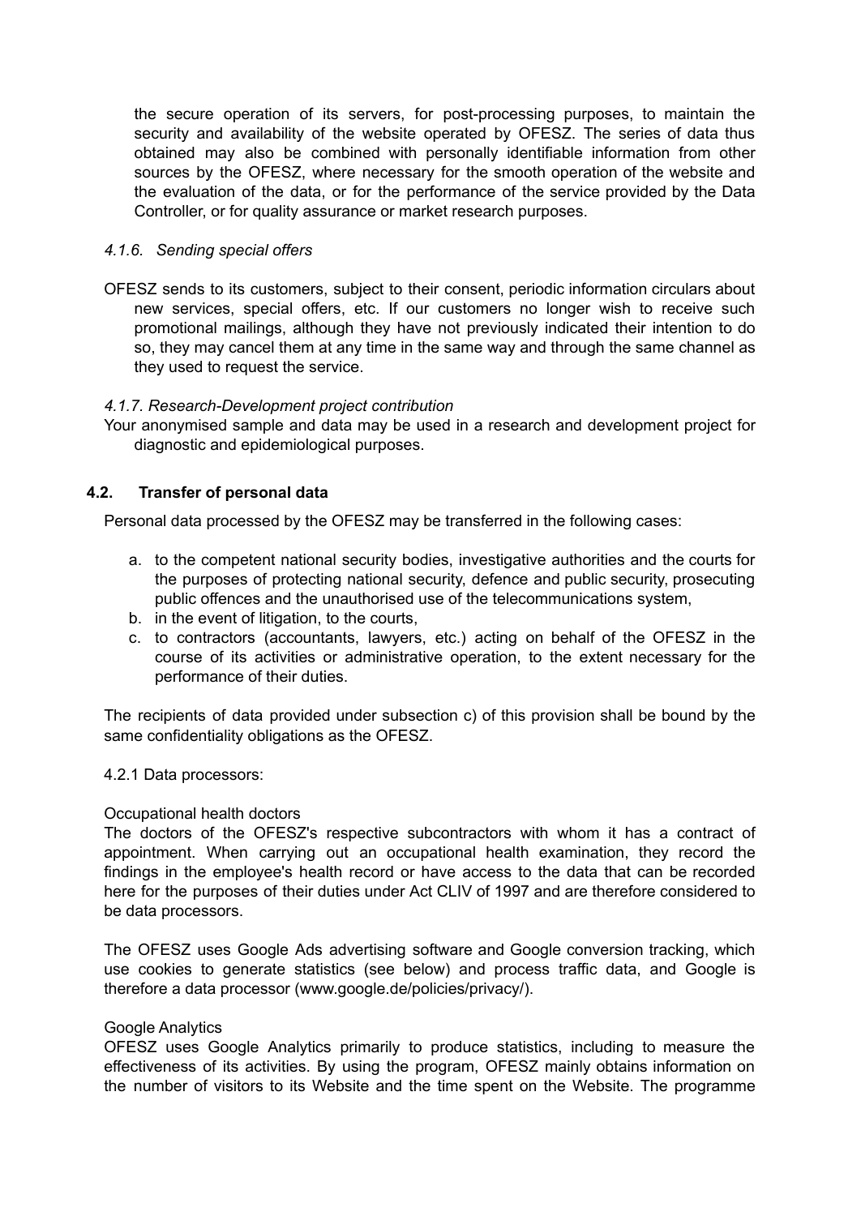the secure operation of its servers, for post-processing purposes, to maintain the security and availability of the website operated by OFESZ. The series of data thus obtained may also be combined with personally identifiable information from other sources by the OFESZ, where necessary for the smooth operation of the website and the evaluation of the data, or for the performance of the service provided by the Data Controller, or for quality assurance or market research purposes.

#### *4.1.6. Sending special offers*

OFESZ sends to its customers, subject to their consent, periodic information circulars about new services, special offers, etc. If our customers no longer wish to receive such promotional mailings, although they have not previously indicated their intention to do so, they may cancel them at any time in the same way and through the same channel as they used to request the service.

#### *4.1.7. Research-Development project contribution*

Your anonymised sample and data may be used in a research and development project for diagnostic and epidemiological purposes.

### 4.2. Transfer of personal data

Personal data processed by the OFESZ may be transferred in the following cases:

a. to the competent national security bodies, investigative authorities and the courts for the purposes of protecting national security, defence and public security, prosecuting public offences and the unauthorised use of the telecommunications system,
b. in the event of litigation, to the courts,
c. to contractors (accountants, lawyers, etc.) acting on behalf of the OFESZ in the course of its activities or administrative operation, to the extent necessary for the performance of their duties.

The recipients of data provided under subsection c) of this provision shall be bound by the same confidentiality obligations as the OFESZ.

4.2.1 Data processors:

Occupational health doctors

The doctors of the OFESZ's respective subcontractors with whom it has a contract of appointment. When carrying out an occupational health examination, they record the findings in the employee's health record or have access to the data that can be recorded here for the purposes of their duties under Act CLIV of 1997 and are therefore considered to be data processors.

The OFESZ uses Google Ads advertising software and Google conversion tracking, which use cookies to generate statistics (see below) and process traffic data, and Google is therefore a data processor (www.google.de/policies/privacy/).

Google Analytics

OFESZ uses Google Analytics primarily to produce statistics, including to measure the effectiveness of its activities. By using the program, OFESZ mainly obtains information on the number of visitors to its Website and the time spent on the Website. The programme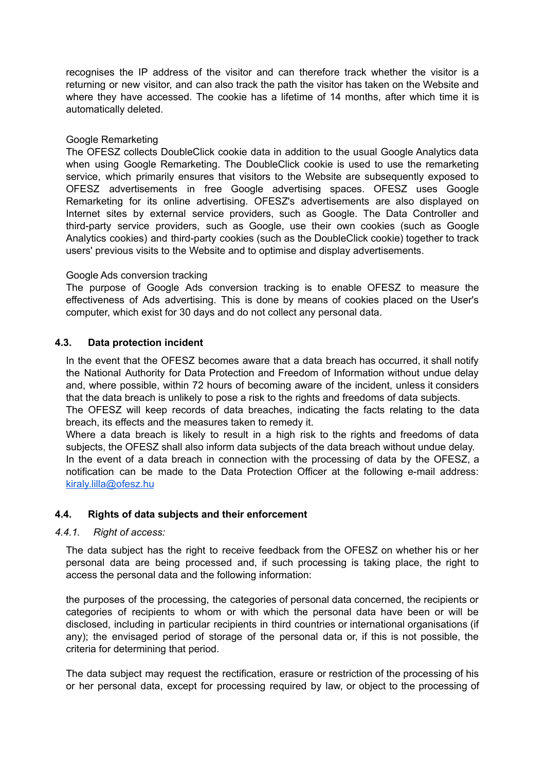recognises the IP address of the visitor and can therefore track whether the visitor is a returning or new visitor, and can also track the path the visitor has taken on the Website and where they have accessed. The cookie has a lifetime of 14 months, after which time it is automatically deleted.

Google Remarketing

The OFESZ collects DoubleClick cookie data in addition to the usual Google Analytics data when using Google Remarketing. The DoubleClick cookie is used to use the remarketing service, which primarily ensures that visitors to the Website are subsequently exposed to OFESZ advertisements in free Google advertising spaces. OFESZ uses Google Remarketing for its online advertising. OFESZ's advertisements are also displayed on Internet sites by external service providers, such as Google. The Data Controller and third-party service providers, such as Google, use their own cookies (such as Google Analytics cookies) and third-party cookies (such as the DoubleClick cookie) together to track users' previous visits to the Website and to optimise and display advertisements.

Google Ads conversion tracking

The purpose of Google Ads conversion tracking is to enable OFESZ to measure the effectiveness of Ads advertising. This is done by means of cookies placed on the User's computer, which exist for 30 days and do not collect any personal data.

### 4.3. Data protection incident

In the event that the OFESZ becomes aware that a data breach has occurred, it shall notify the National Authority for Data Protection and Freedom of Information without undue delay and, where possible, within 72 hours of becoming aware of the incident, unless it considers that the data breach is unlikely to pose a risk to the rights and freedoms of data subjects.
The OFESZ will keep records of data breaches, indicating the facts relating to the data breach, its effects and the measures taken to remedy it.
Where a data breach is likely to result in a high risk to the rights and freedoms of data subjects, the OFESZ shall also inform data subjects of the data breach without undue delay.
In the event of a data breach in connection with the processing of data by the OFESZ, a notification can be made to the Data Protection Officer at the following e-mail address: [kiraly.lilla@ofesz.hu](mailto:kiraly.lilla@ofesz.hu)

### 4.4. Rights of data subjects and their enforcement

*4.4.1. Right of access:*

The data subject has the right to receive feedback from the OFESZ on whether his or her personal data are being processed and, if such processing is taking place, the right to access the personal data and the following information:

the purposes of the processing, the categories of personal data concerned, the recipients or categories of recipients to whom or with which the personal data have been or will be disclosed, including in particular recipients in third countries or international organisations (if any); the envisaged period of storage of the personal data or, if this is not possible, the criteria for determining that period.

The data subject may request the rectification, erasure or restriction of the processing of his or her personal data, except for processing required by law, or object to the processing of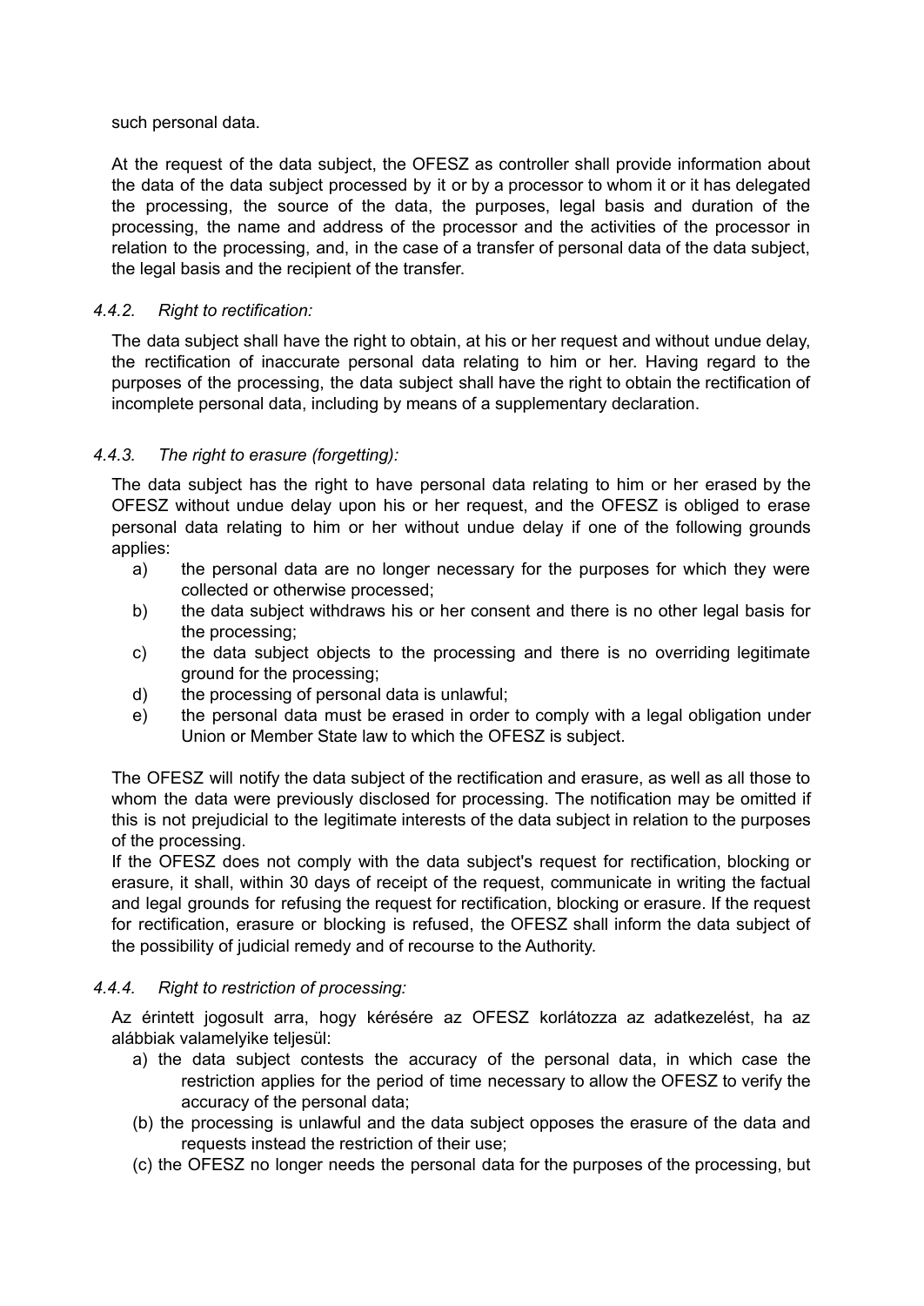such personal data.

At the request of the data subject, the OFESZ as controller shall provide information about the data of the data subject processed by it or by a processor to whom it or it has delegated the processing, the source of the data, the purposes, legal basis and duration of the processing, the name and address of the processor and the activities of the processor in relation to the processing, and, in the case of a transfer of personal data of the data subject, the legal basis and the recipient of the transfer.

*4.4.2. Right to rectification:*

The data subject shall have the right to obtain, at his or her request and without undue delay, the rectification of inaccurate personal data relating to him or her. Having regard to the purposes of the processing, the data subject shall have the right to obtain the rectification of incomplete personal data, including by means of a supplementary declaration.

*4.4.3. The right to erasure (forgetting):*

The data subject has the right to have personal data relating to him or her erased by the OFESZ without undue delay upon his or her request, and the OFESZ is obliged to erase personal data relating to him or her without undue delay if one of the following grounds applies:

a) the personal data are no longer necessary for the purposes for which they were collected or otherwise processed;
b) the data subject withdraws his or her consent and there is no other legal basis for the processing;
c) the data subject objects to the processing and there is no overriding legitimate ground for the processing;
d) the processing of personal data is unlawful;
e) the personal data must be erased in order to comply with a legal obligation under Union or Member State law to which the OFESZ is subject.

The OFESZ will notify the data subject of the rectification and erasure, as well as all those to whom the data were previously disclosed for processing. The notification may be omitted if this is not prejudicial to the legitimate interests of the data subject in relation to the purposes of the processing.
If the OFESZ does not comply with the data subject's request for rectification, blocking or erasure, it shall, within 30 days of receipt of the request, communicate in writing the factual and legal grounds for refusing the request for rectification, blocking or erasure. If the request for rectification, erasure or blocking is refused, the OFESZ shall inform the data subject of the possibility of judicial remedy and of recourse to the Authority.

*4.4.4. Right to restriction of processing:*

Az érintett jogosult arra, hogy kérésére az OFESZ korlátozza az adatkezelést, ha az alábbiak valamelyike teljesül:

a) the data subject contests the accuracy of the personal data, in which case the restriction applies for the period of time necessary to allow the OFESZ to verify the accuracy of the personal data;
(b) the processing is unlawful and the data subject opposes the erasure of the data and requests instead the restriction of their use;
(c) the OFESZ no longer needs the personal data for the purposes of the processing, but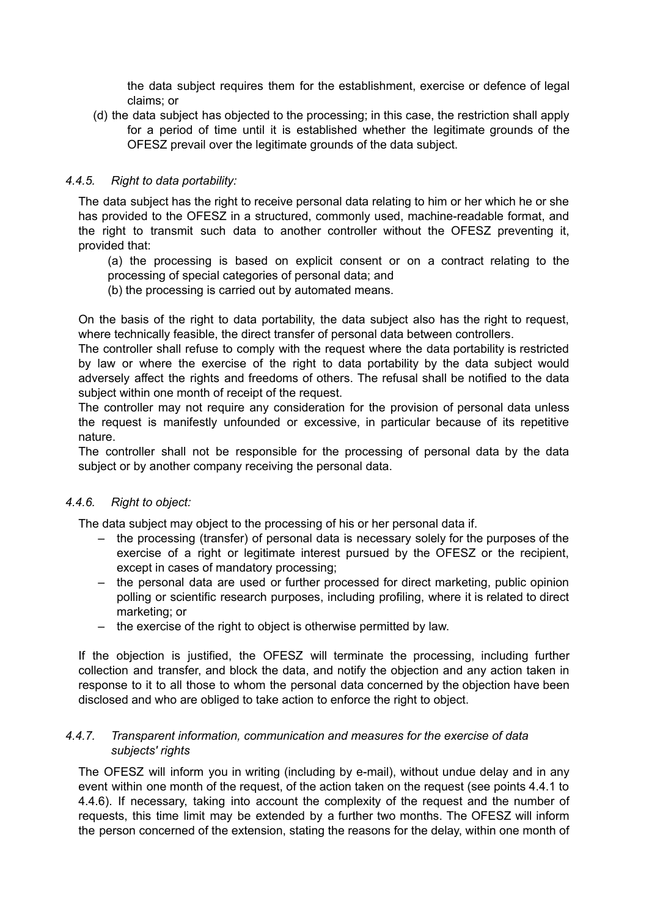the data subject requires them for the establishment, exercise or defence of legal claims; or

(d) the data subject has objected to the processing; in this case, the restriction shall apply for a period of time until it is established whether the legitimate grounds of the OFESZ prevail over the legitimate grounds of the data subject.

#### *4.4.5. Right to data portability:*

The data subject has the right to receive personal data relating to him or her which he or she has provided to the OFESZ in a structured, commonly used, machine-readable format, and the right to transmit such data to another controller without the OFESZ preventing it, provided that:

(a) the processing is based on explicit consent or on a contract relating to the processing of special categories of personal data; and

(b) the processing is carried out by automated means.

On the basis of the right to data portability, the data subject also has the right to request, where technically feasible, the direct transfer of personal data between controllers.

The controller shall refuse to comply with the request where the data portability is restricted by law or where the exercise of the right to data portability by the data subject would adversely affect the rights and freedoms of others. The refusal shall be notified to the data subject within one month of receipt of the request.

The controller may not require any consideration for the provision of personal data unless the request is manifestly unfounded or excessive, in particular because of its repetitive nature.

The controller shall not be responsible for the processing of personal data by the data subject or by another company receiving the personal data.

#### *4.4.6. Right to object:*

The data subject may object to the processing of his or her personal data if.

– the processing (transfer) of personal data is necessary solely for the purposes of the exercise of a right or legitimate interest pursued by the OFESZ or the recipient, except in cases of mandatory processing;

– the personal data are used or further processed for direct marketing, public opinion polling or scientific research purposes, including profiling, where it is related to direct marketing; or

– the exercise of the right to object is otherwise permitted by law.

If the objection is justified, the OFESZ will terminate the processing, including further collection and transfer, and block the data, and notify the objection and any action taken in response to it to all those to whom the personal data concerned by the objection have been disclosed and who are obliged to take action to enforce the right to object.

#### *4.4.7. Transparent information, communication and measures for the exercise of data subjects' rights*

The OFESZ will inform you in writing (including by e-mail), without undue delay and in any event within one month of the request, of the action taken on the request (see points 4.4.1 to 4.4.6). If necessary, taking into account the complexity of the request and the number of requests, this time limit may be extended by a further two months. The OFESZ will inform the person concerned of the extension, stating the reasons for the delay, within one month of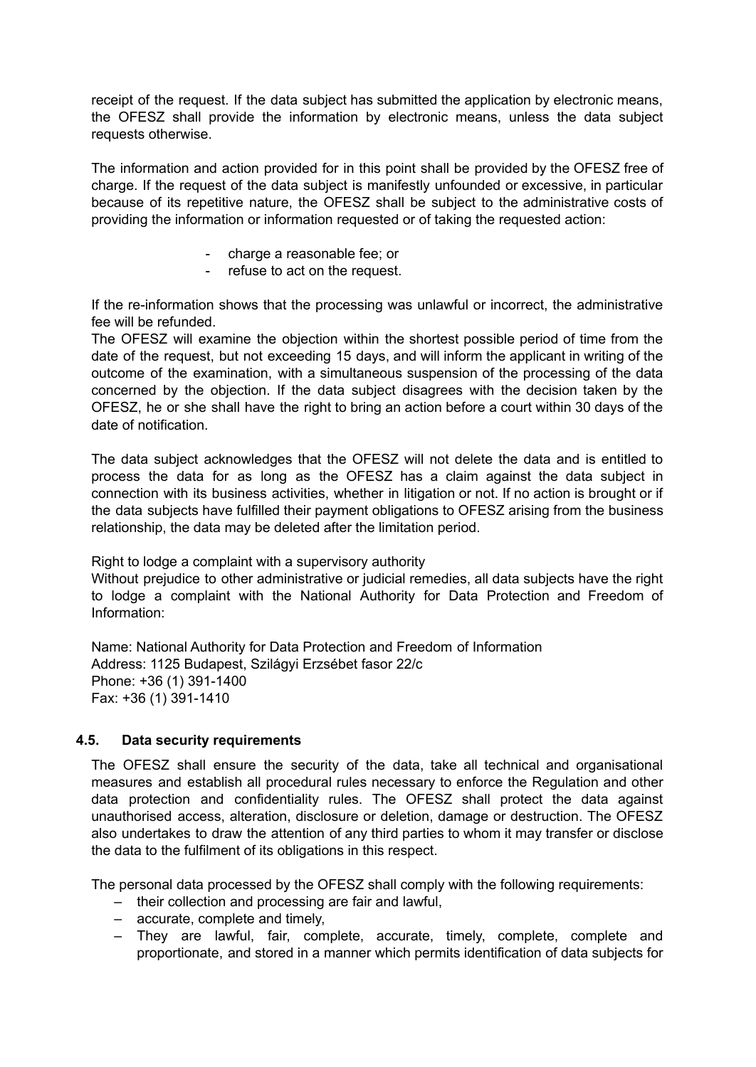receipt of the request. If the data subject has submitted the application by electronic means, the OFESZ shall provide the information by electronic means, unless the data subject requests otherwise.

The information and action provided for in this point shall be provided by the OFESZ free of charge. If the request of the data subject is manifestly unfounded or excessive, in particular because of its repetitive nature, the OFESZ shall be subject to the administrative costs of providing the information or information requested or of taking the requested action:

- charge a reasonable fee; or
- refuse to act on the request.

If the re-information shows that the processing was unlawful or incorrect, the administrative fee will be refunded.
The OFESZ will examine the objection within the shortest possible period of time from the date of the request, but not exceeding 15 days, and will inform the applicant in writing of the outcome of the examination, with a simultaneous suspension of the processing of the data concerned by the objection. If the data subject disagrees with the decision taken by the OFESZ, he or she shall have the right to bring an action before a court within 30 days of the date of notification.

The data subject acknowledges that the OFESZ will not delete the data and is entitled to process the data for as long as the OFESZ has a claim against the data subject in connection with its business activities, whether in litigation or not. If no action is brought or if the data subjects have fulfilled their payment obligations to OFESZ arising from the business relationship, the data may be deleted after the limitation period.

Right to lodge a complaint with a supervisory authority
Without prejudice to other administrative or judicial remedies, all data subjects have the right to lodge a complaint with the National Authority for Data Protection and Freedom of Information:

Name: National Authority for Data Protection and Freedom of Information
Address: 1125 Budapest, Szilágyi Erzsébet fasor 22/c
Phone: +36 (1) 391-1400
Fax: +36 (1) 391-1410

### 4.5. Data security requirements

The OFESZ shall ensure the security of the data, take all technical and organisational measures and establish all procedural rules necessary to enforce the Regulation and other data protection and confidentiality rules. The OFESZ shall protect the data against unauthorised access, alteration, disclosure or deletion, damage or destruction. The OFESZ also undertakes to draw the attention of any third parties to whom it may transfer or disclose the data to the fulfilment of its obligations in this respect.

The personal data processed by the OFESZ shall comply with the following requirements:

- their collection and processing are fair and lawful,
- accurate, complete and timely,
- They are lawful, fair, complete, accurate, timely, complete, complete and proportionate, and stored in a manner which permits identification of data subjects for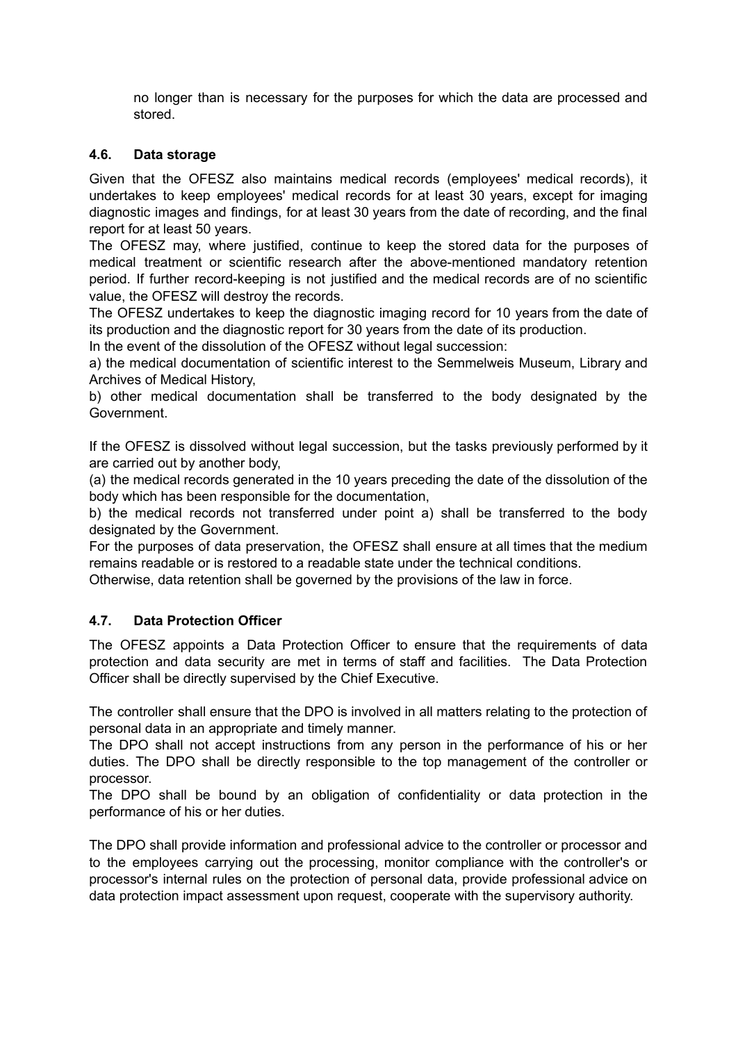no longer than is necessary for the purposes for which the data are processed and stored.

### 4.6. Data storage

Given that the OFESZ also maintains medical records (employees' medical records), it undertakes to keep employees' medical records for at least 30 years, except for imaging diagnostic images and findings, for at least 30 years from the date of recording, and the final report for at least 50 years.

The OFESZ may, where justified, continue to keep the stored data for the purposes of medical treatment or scientific research after the above-mentioned mandatory retention period. If further record-keeping is not justified and the medical records are of no scientific value, the OFESZ will destroy the records.

The OFESZ undertakes to keep the diagnostic imaging record for 10 years from the date of its production and the diagnostic report for 30 years from the date of its production.

In the event of the dissolution of the OFESZ without legal succession:

a) the medical documentation of scientific interest to the Semmelweis Museum, Library and Archives of Medical History,

b) other medical documentation shall be transferred to the body designated by the Government.

If the OFESZ is dissolved without legal succession, but the tasks previously performed by it are carried out by another body,

(a) the medical records generated in the 10 years preceding the date of the dissolution of the body which has been responsible for the documentation,

b) the medical records not transferred under point a) shall be transferred to the body designated by the Government.

For the purposes of data preservation, the OFESZ shall ensure at all times that the medium remains readable or is restored to a readable state under the technical conditions.

Otherwise, data retention shall be governed by the provisions of the law in force.

### 4.7. Data Protection Officer

The OFESZ appoints a Data Protection Officer to ensure that the requirements of data protection and data security are met in terms of staff and facilities. The Data Protection Officer shall be directly supervised by the Chief Executive.

The controller shall ensure that the DPO is involved in all matters relating to the protection of personal data in an appropriate and timely manner.

The DPO shall not accept instructions from any person in the performance of his or her duties. The DPO shall be directly responsible to the top management of the controller or processor.

The DPO shall be bound by an obligation of confidentiality or data protection in the performance of his or her duties.

The DPO shall provide information and professional advice to the controller or processor and to the employees carrying out the processing, monitor compliance with the controller's or processor's internal rules on the protection of personal data, provide professional advice on data protection impact assessment upon request, cooperate with the supervisory authority.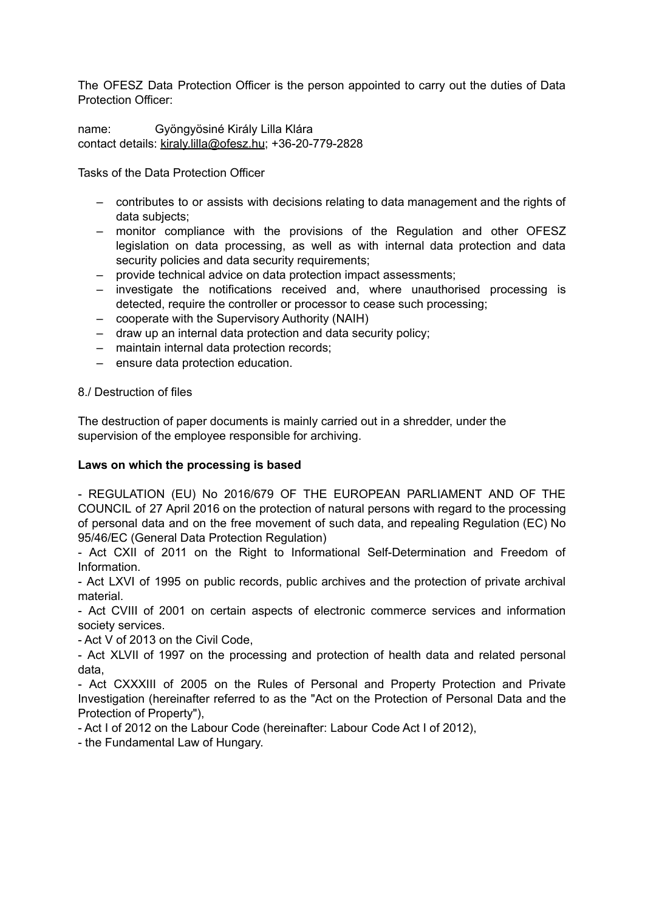The OFESZ Data Protection Officer is the person appointed to carry out the duties of Data Protection Officer:

name: Gyöngyösiné Király Lilla Klára
contact details: kiraly.lilla@ofesz.hu; +36-20-779-2828

Tasks of the Data Protection Officer

- contributes to or assists with decisions relating to data management and the rights of data subjects;
- monitor compliance with the provisions of the Regulation and other OFESZ legislation on data processing, as well as with internal data protection and data security policies and data security requirements;
- provide technical advice on data protection impact assessments;
- investigate the notifications received and, where unauthorised processing is detected, require the controller or processor to cease such processing;
- cooperate with the Supervisory Authority (NAIH)
- draw up an internal data protection and data security policy;
- maintain internal data protection records;
- ensure data protection education.

8./ Destruction of files

The destruction of paper documents is mainly carried out in a shredder, under the supervision of the employee responsible for archiving.

**Laws on which the processing is based**

- REGULATION (EU) No 2016/679 OF THE EUROPEAN PARLIAMENT AND OF THE COUNCIL of 27 April 2016 on the protection of natural persons with regard to the processing of personal data and on the free movement of such data, and repealing Regulation (EC) No 95/46/EC (General Data Protection Regulation)
- Act CXII of 2011 on the Right to Informational Self-Determination and Freedom of Information.
- Act LXVI of 1995 on public records, public archives and the protection of private archival material.
- Act CVIII of 2001 on certain aspects of electronic commerce services and information society services.
- Act V of 2013 on the Civil Code,
- Act XLVII of 1997 on the processing and protection of health data and related personal data,
- Act CXXXIII of 2005 on the Rules of Personal and Property Protection and Private Investigation (hereinafter referred to as the "Act on the Protection of Personal Data and the Protection of Property"),
- Act I of 2012 on the Labour Code (hereinafter: Labour Code Act I of 2012),
- the Fundamental Law of Hungary.